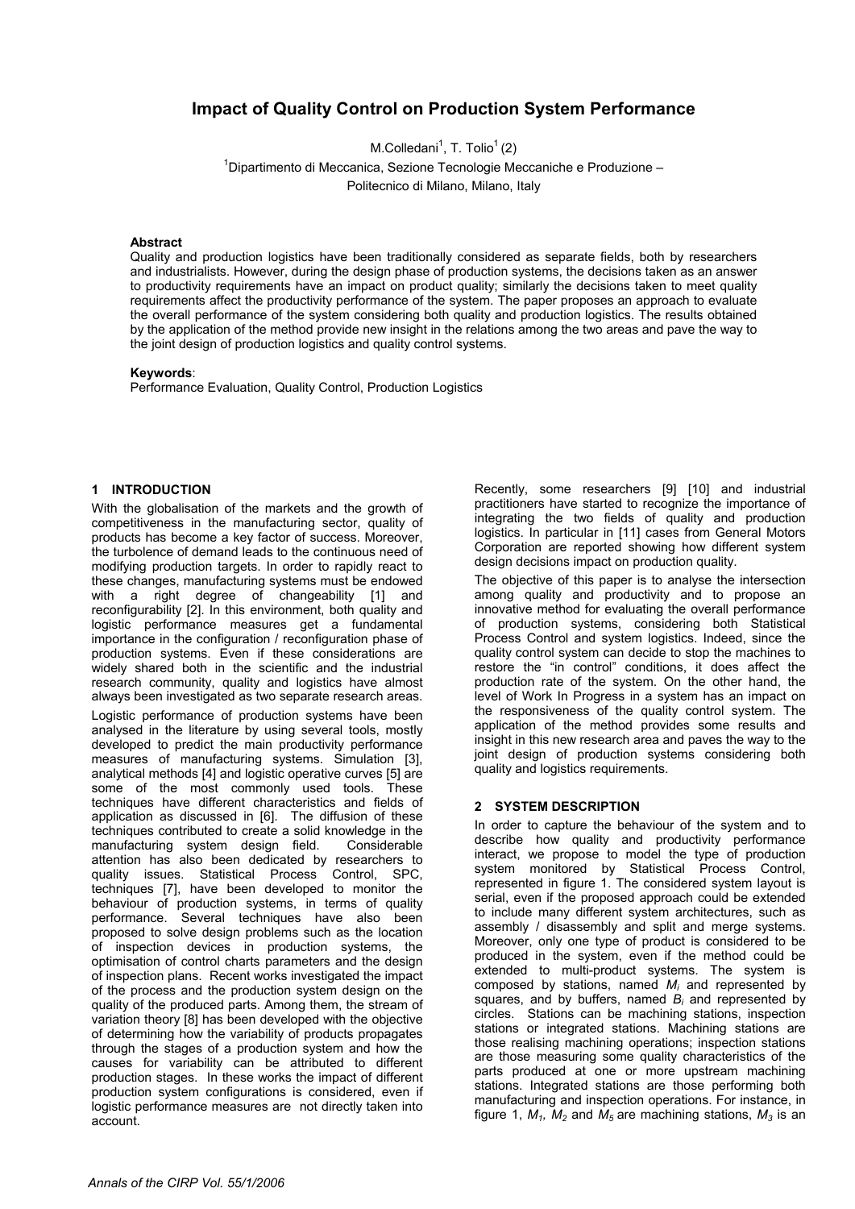# Impact of Quality Control on Production System Performance

M.Colledani[1], T. Tolio[1] (2)

[1]Dipartimento di Meccanica, Sezione Tecnologie Meccaniche e Produzione – Politecnico di Milano, Milano, Italy

### Abstract

Quality and production logistics have been traditionally considered as separate fields, both by researchers and industrialists. However, during the design phase of production systems, the decisions taken as an answer to productivity requirements have an impact on product quality; similarly the decisions taken to meet quality requirements affect the productivity performance of the system. The paper proposes an approach to evaluate the overall performance of the system considering both quality and production logistics. The results obtained by the application of the method provide new insight in the relations among the two areas and pave the way to the joint design of production logistics and quality control systems.

**Keywords**:

Performance Evaluation, Quality Control, Production Logistics

## 1 INTRODUCTION

With the globalisation of the markets and the growth of competitiveness in the manufacturing sector, quality of products has become a key factor of success. Moreover, the turbolence of demand leads to the continuous need of modifying production targets. In order to rapidly react to these changes, manufacturing systems must be endowed with a right degree of changeability [1] and reconfigurability [2]. In this environment, both quality and logistic performance measures get a fundamental importance in the configuration / reconfiguration phase of production systems. Even if these considerations are widely shared both in the scientific and the industrial research community, quality and logistics have almost always been investigated as two separate research areas.

Logistic performance of production systems have been analysed in the literature by using several tools, mostly developed to predict the main productivity performance measures of manufacturing systems. Simulation [3], analytical methods [4] and logistic operative curves [5] are some of the most commonly used tools. These techniques have different characteristics and fields of application as discussed in [6]. The diffusion of these techniques contributed to create a solid knowledge in the manufacturing system design field. Considerable attention has also been dedicated by researchers to quality issues. Statistical Process Control, SPC, techniques [7], have been developed to monitor the behaviour of production systems, in terms of quality performance. Several techniques have also been proposed to solve design problems such as the location of inspection devices in production systems, the optimisation of control charts parameters and the design of inspection plans. Recent works investigated the impact of the process and the production system design on the quality of the produced parts. Among them, the stream of variation theory [8] has been developed with the objective of determining how the variability of products propagates through the stages of a production system and how the causes for variability can be attributed to different production stages. In these works the impact of different production system configurations is considered, even if logistic performance measures are not directly taken into account.

Recently, some researchers [9] [10] and industrial practitioners have started to recognize the importance of integrating the two fields of quality and production logistics. In particular in [11] cases from General Motors Corporation are reported showing how different system design decisions impact on production quality.

The objective of this paper is to analyse the intersection among quality and productivity and to propose an innovative method for evaluating the overall performance of production systems, considering both Statistical Process Control and system logistics. Indeed, since the quality control system can decide to stop the machines to restore the "in control" conditions, it does affect the production rate of the system. On the other hand, the level of Work In Progress in a system has an impact on the responsiveness of the quality control system. The application of the method provides some results and insight in this new research area and paves the way to the joint design of production systems considering both quality and logistics requirements.

## 2 SYSTEM DESCRIPTION

In order to capture the behaviour of the system and to describe how quality and productivity performance interact, we propose to model the type of production system monitored by Statistical Process Control, represented in figure 1. The considered system layout is serial, even if the proposed approach could be extended to include many different system architectures, such as assembly / disassembly and split and merge systems. Moreover, only one type of product is considered to be produced in the system, even if the method could be extended to multi-product systems. The system is composed by stations, named $M_i$ and represented by squares, and by buffers, named $B_i$ and represented by circles. Stations can be machining stations, inspection stations or integrated stations. Machining stations are those realising machining operations; inspection stations are those measuring some quality characteristics of the parts produced at one or more upstream machining stations. Integrated stations are those performing both manufacturing and inspection operations. For instance, in figure 1, $M_1$, $M_2$ and $M_5$ are machining stations, $M_3$ is an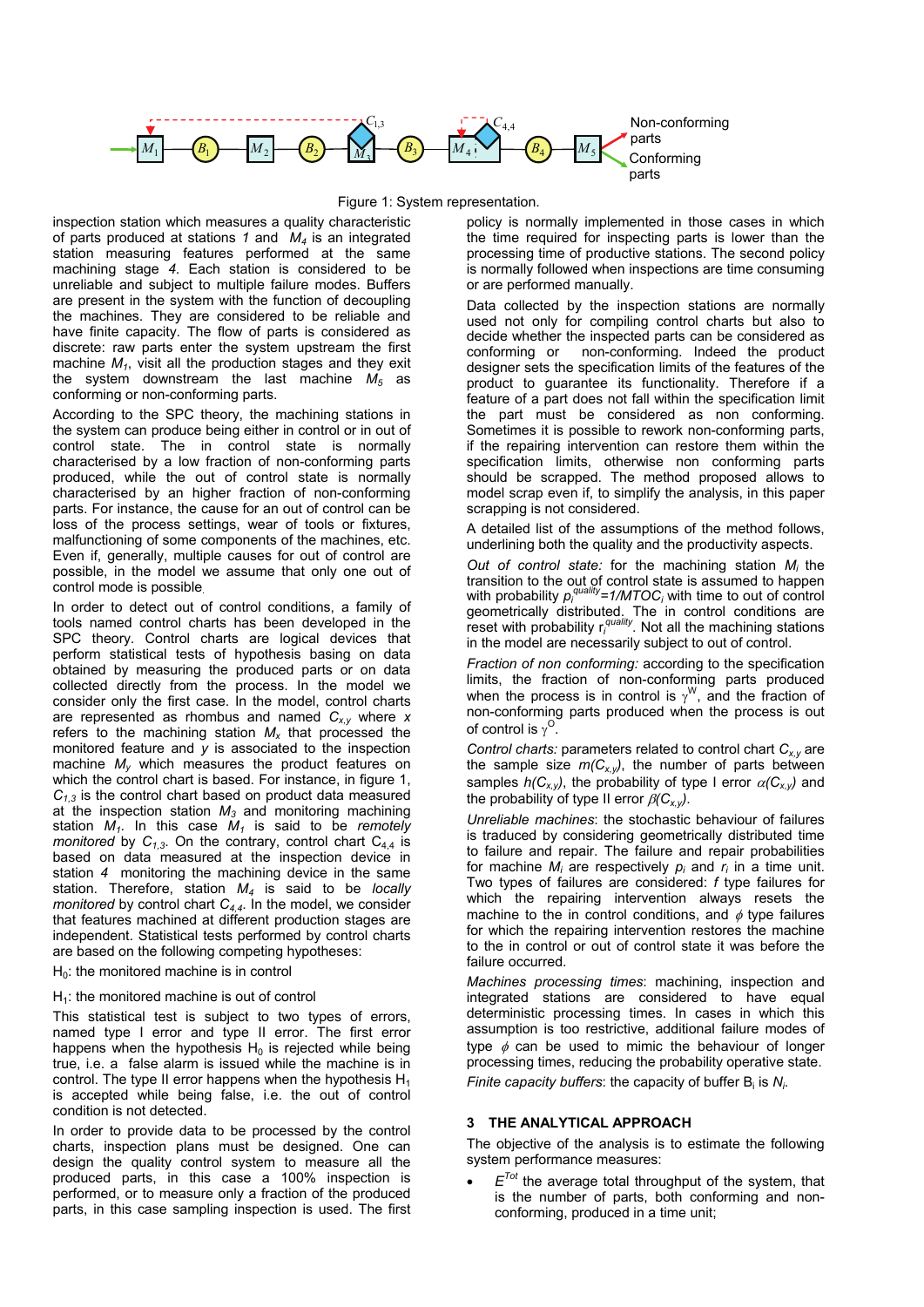Figure 1: System representation.

inspection station which measures a quality characteristic of parts produced at stations *1* and $M_4$ is an integrated station measuring features performed at the same machining stage *4*. Each station is considered to be unreliable and subject to multiple failure modes. Buffers are present in the system with the function of decoupling the machines. They are considered to be reliable and have finite capacity. The flow of parts is considered as discrete: raw parts enter the system upstream the first machine $M_1$, visit all the production stages and they exit the system downstream the last machine $M_5$ as conforming or non-conforming parts.

According to the SPC theory, the machining stations in the system can produce being either in control or in out of control state. The in control state is normally characterised by a low fraction of non-conforming parts produced, while the out of control state is normally characterised by an higher fraction of non-conforming parts. For instance, the cause for an out of control can be loss of the process settings, wear of tools or fixtures, malfunctioning of some components of the machines, etc. Even if, generally, multiple causes for out of control are possible, in the model we assume that only one out of control mode is possible.

In order to detect out of control conditions, a family of tools named control charts has been developed in the SPC theory. Control charts are logical devices that perform statistical tests of hypothesis basing on data obtained by measuring the produced parts or on data collected directly from the process. In the model we consider only the first case. In the model, control charts are represented as rhombus and named $C_{x,y}$ where *x* refers to the machining station $M_x$ that processed the monitored feature and *y* is associated to the inspection machine $M_y$ which measures the product features on which the control chart is based. For instance, in figure 1, $C_{1,3}$ is the control chart based on product data measured at the inspection station $M_3$ and monitoring machining station $M_1$. In this case $M_1$ is said to be *remotely monitored* by $C_{1,3}$. On the contrary, control chart $C_{4,4}$ is based on data measured at the inspection device in station *4* monitoring the machining device in the same station. Therefore, station $M_4$ is said to be *locally monitored* by control chart $C_{4,4}$. In the model, we consider that features machined at different production stages are independent. Statistical tests performed by control charts are based on the following competing hypotheses:

$H_0$: the monitored machine is in control

$H_1$: the monitored machine is out of control

This statistical test is subject to two types of errors, named type I error and type II error. The first error happens when the hypothesis $H_0$ is rejected while being true, i.e. a false alarm is issued while the machine is in control. The type II error happens when the hypothesis $H_1$ is accepted while being false, i.e. the out of control condition is not detected.

In order to provide data to be processed by the control charts, inspection plans must be designed. One can design the quality control system to measure all the produced parts, in this case a 100% inspection is performed, or to measure only a fraction of the produced parts, in this case sampling inspection is used. The first policy is normally implemented in those cases in which the time required for inspecting parts is lower than the processing time of productive stations. The second policy is normally followed when inspections are time consuming or are performed manually.

Data collected by the inspection stations are normally used not only for compiling control charts but also to decide whether the inspected parts can be considered as conforming or non-conforming. Indeed the product designer sets the specification limits of the features of the product to guarantee its functionality. Therefore if a feature of a part does not fall within the specification limit the part must be considered as non conforming. Sometimes it is possible to rework non-conforming parts, if the repairing intervention can restore them within the specification limits, otherwise non conforming parts should be scrapped. The method proposed allows to model scrap even if, to simplify the analysis, in this paper scrapping is not considered.

A detailed list of the assumptions of the method follows, underlining both the quality and the productivity aspects.

*Out of control state:* for the machining station $M_i$ the transition to the out of control state is assumed to happen with probability $p_i^{quality}=1/MTOC_i$ with time to out of control geometrically distributed. The in control conditions are reset with probability $r_i^{quality}$. Not all the machining stations in the model are necessarily subject to out of control.

*Fraction of non conforming:* according to the specification limits, the fraction of non-conforming parts produced when the process is in control is $\gamma^{W}$, and the fraction of non-conforming parts produced when the process is out of control is $\gamma^{O}$.

*Control charts:* parameters related to control chart $C_{x,y}$ are the sample size $m(C_{x,y})$, the number of parts between samples $h(C_{x,y})$, the probability of type I error $\alpha(C_{x,y})$ and the probability of type II error $\beta(C_{x,y})$.

*Unreliable machines*: the stochastic behaviour of failures is traduced by considering geometrically distributed time to failure and repair. The failure and repair probabilities for machine $M_i$ are respectively $p_i$ and $r_i$ in a time unit. Two types of failures are considered: *f* type failures for which the repairing intervention always resets the machine to the in control conditions, and $\phi$ type failures for which the repairing intervention restores the machine to the in control or out of control state it was before the failure occurred.

*Machines processing times*: machining, inspection and integrated stations are considered to have equal deterministic processing times. In cases in which this assumption is too restrictive, additional failure modes of type $\phi$ can be used to mimic the behaviour of longer processing times, reducing the probability operative state.

*Finite capacity buffers*: the capacity of buffer $B_i$ is $N_i$.

## 3 THE ANALYTICAL APPROACH

The objective of the analysis is to estimate the following system performance measures:

- $E^{Tot}$ the average total throughput of the system, that is the number of parts, both conforming and non-conforming, produced in a time unit;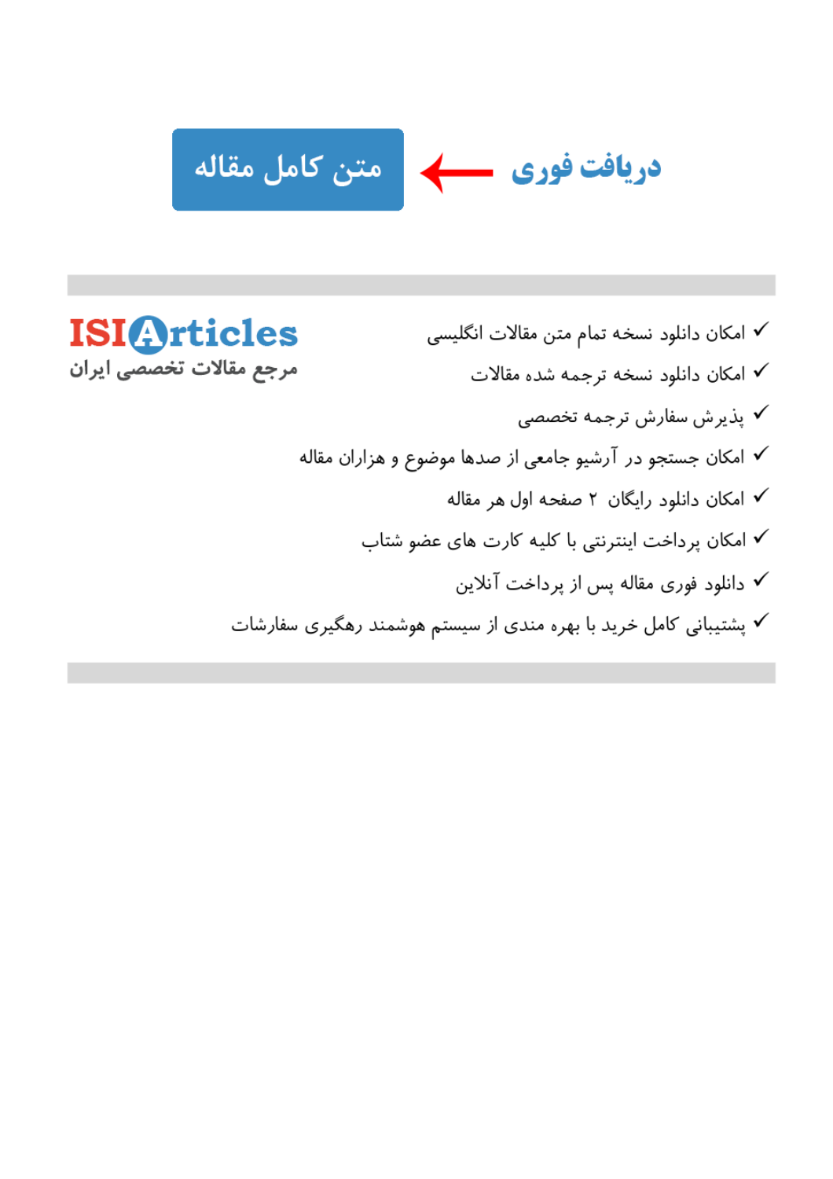دریافت فوری ← متن کامل مقاله

**ISIArticles**

مرجع مقالات تخصصی ایران

- ✓ امکان دانلود نسخه تمام متن مقالات انگلیسی
- ✓ امکان دانلود نسخه ترجمه شده مقالات
- ✓ پذیرش سفارش ترجمه تخصصی
- ✓ امکان جستجو در آرشیو جامعی از صدها موضوع و هزاران مقاله
- ✓ امکان دانلود رایگان ۲ صفحه اول هر مقاله
- ✓ امکان پرداخت اینترنتی با کلیه کارت های عضو شتاب
- ✓ دانلود فوری مقاله پس از پرداخت آنلاین
- ✓ پشتیبانی کامل خرید با بهره مندی از سیستم هوشمند رهگیری سفارشات